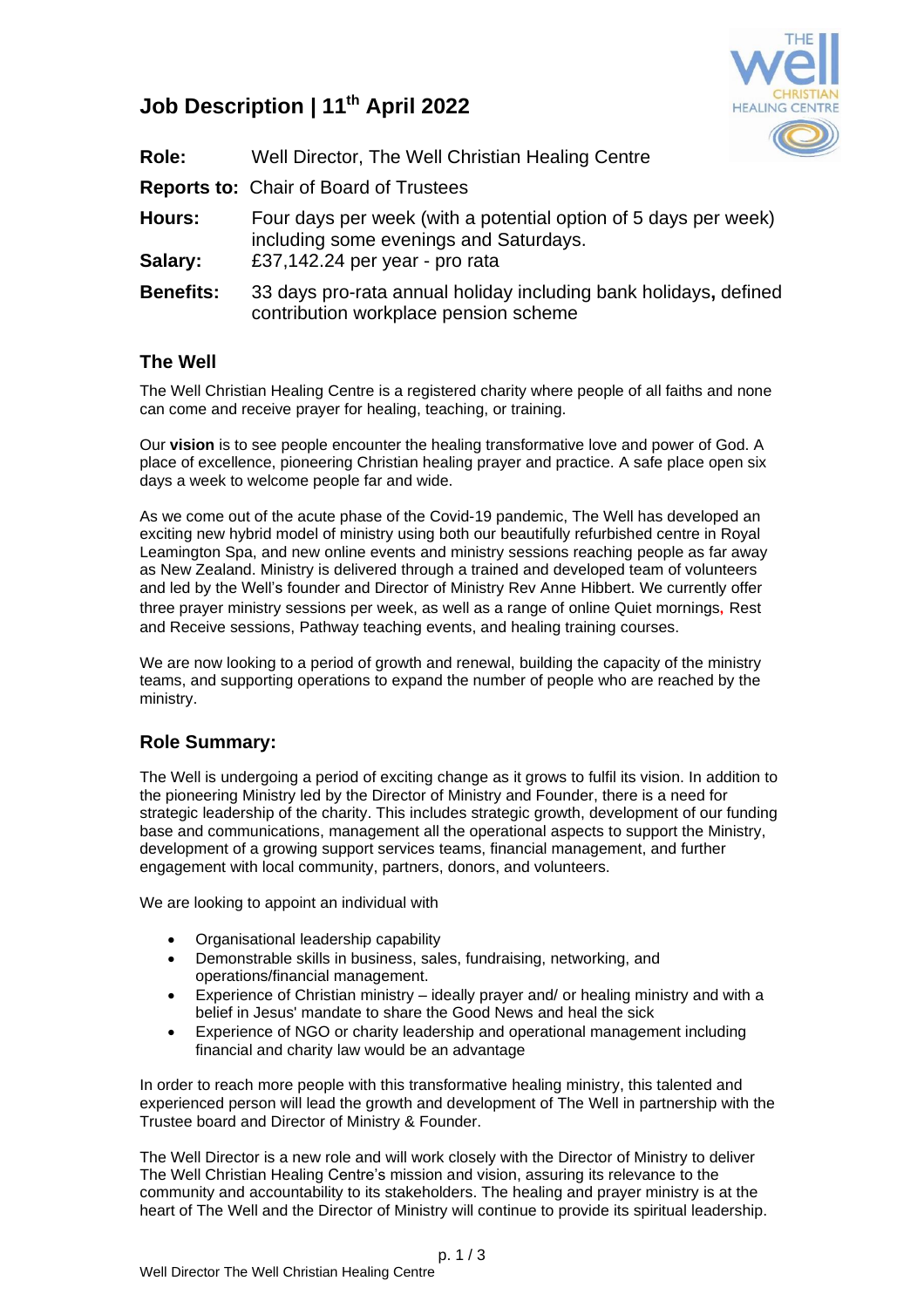# Job Description | 11th April 2022

**Role:** Well Director, The Well Christian Healing Centre

**Reports to:** Chair of Board of Trustees

**Hours:** Four days per week (with a potential option of 5 days per week) including some evenings and Saturdays.

**Salary:** £37,142.24 per year - pro rata

**Benefits:** 33 days pro-rata annual holiday including bank holidays**,** defined contribution workplace pension scheme

## The Well

The Well Christian Healing Centre is a registered charity where people of all faiths and none can come and receive prayer for healing, teaching, or training.

Our **vision** is to see people encounter the healing transformative love and power of God. A place of excellence, pioneering Christian healing prayer and practice. A safe place open six days a week to welcome people far and wide.

As we come out of the acute phase of the Covid-19 pandemic, The Well has developed an exciting new hybrid model of ministry using both our beautifully refurbished centre in Royal Leamington Spa, and new online events and ministry sessions reaching people as far away as New Zealand. Ministry is delivered through a trained and developed team of volunteers and led by the Well's founder and Director of Ministry Rev Anne Hibbert. We currently offer three prayer ministry sessions per week, as well as a range of online Quiet mornings, Rest and Receive sessions, Pathway teaching events, and healing training courses.

We are now looking to a period of growth and renewal, building the capacity of the ministry teams, and supporting operations to expand the number of people who are reached by the ministry.

## Role Summary:

The Well is undergoing a period of exciting change as it grows to fulfil its vision. In addition to the pioneering Ministry led by the Director of Ministry and Founder, there is a need for strategic leadership of the charity. This includes strategic growth, development of our funding base and communications, management all the operational aspects to support the Ministry, development of a growing support services teams, financial management, and further engagement with local community, partners, donors, and volunteers.

We are looking to appoint an individual with

- Organisational leadership capability
- Demonstrable skills in business, sales, fundraising, networking, and operations/financial management.
- Experience of Christian ministry – ideally prayer and/ or healing ministry and with a belief in Jesus' mandate to share the Good News and heal the sick
- Experience of NGO or charity leadership and operational management including financial and charity law would be an advantage

In order to reach more people with this transformative healing ministry, this talented and experienced person will lead the growth and development of The Well in partnership with the Trustee board and Director of Ministry & Founder.

The Well Director is a new role and will work closely with the Director of Ministry to deliver The Well Christian Healing Centre's mission and vision, assuring its relevance to the community and accountability to its stakeholders. The healing and prayer ministry is at the heart of The Well and the Director of Ministry will continue to provide its spiritual leadership.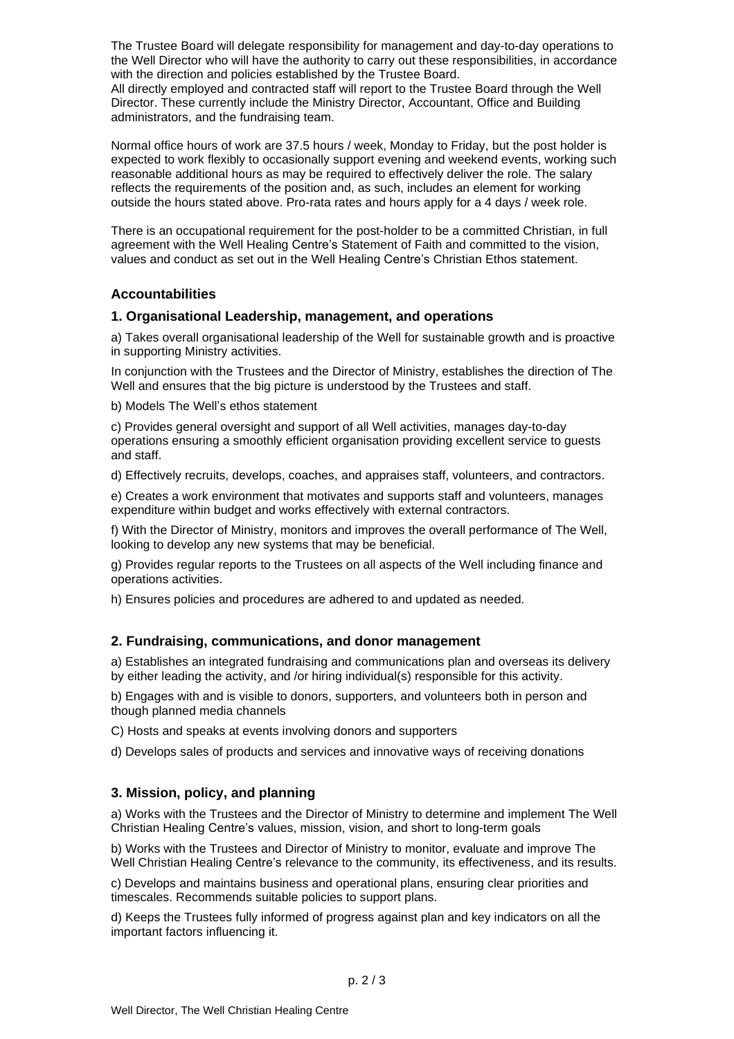The Trustee Board will delegate responsibility for management and day-to-day operations to the Well Director who will have the authority to carry out these responsibilities, in accordance with the direction and policies established by the Trustee Board.
All directly employed and contracted staff will report to the Trustee Board through the Well Director. These currently include the Ministry Director, Accountant, Office and Building administrators, and the fundraising team.

Normal office hours of work are 37.5 hours / week, Monday to Friday, but the post holder is expected to work flexibly to occasionally support evening and weekend events, working such reasonable additional hours as may be required to effectively deliver the role. The salary reflects the requirements of the position and, as such, includes an element for working outside the hours stated above. Pro-rata rates and hours apply for a 4 days / week role.

There is an occupational requirement for the post-holder to be a committed Christian, in full agreement with the Well Healing Centre's Statement of Faith and committed to the vision, values and conduct as set out in the Well Healing Centre's Christian Ethos statement.

### Accountabilities

### 1. Organisational Leadership, management, and operations

a) Takes overall organisational leadership of the Well for sustainable growth and is proactive in supporting Ministry activities.

In conjunction with the Trustees and the Director of Ministry, establishes the direction of The Well and ensures that the big picture is understood by the Trustees and staff.

b) Models The Well's ethos statement

c) Provides general oversight and support of all Well activities, manages day-to-day operations ensuring a smoothly efficient organisation providing excellent service to guests and staff.

d) Effectively recruits, develops, coaches, and appraises staff, volunteers, and contractors.

e) Creates a work environment that motivates and supports staff and volunteers, manages expenditure within budget and works effectively with external contractors.

f) With the Director of Ministry, monitors and improves the overall performance of The Well, looking to develop any new systems that may be beneficial.

g) Provides regular reports to the Trustees on all aspects of the Well including finance and operations activities.

h) Ensures policies and procedures are adhered to and updated as needed.

### 2. Fundraising, communications, and donor management

a) Establishes an integrated fundraising and communications plan and overseas its delivery by either leading the activity, and /or hiring individual(s) responsible for this activity.

b) Engages with and is visible to donors, supporters, and volunteers both in person and though planned media channels

C) Hosts and speaks at events involving donors and supporters

d) Develops sales of products and services and innovative ways of receiving donations

### 3. Mission, policy, and planning

a) Works with the Trustees and the Director of Ministry to determine and implement The Well Christian Healing Centre's values, mission, vision, and short to long-term goals

b) Works with the Trustees and Director of Ministry to monitor, evaluate and improve The Well Christian Healing Centre's relevance to the community, its effectiveness, and its results.

c) Develops and maintains business and operational plans, ensuring clear priorities and timescales. Recommends suitable policies to support plans.

d) Keeps the Trustees fully informed of progress against plan and key indicators on all the important factors influencing it.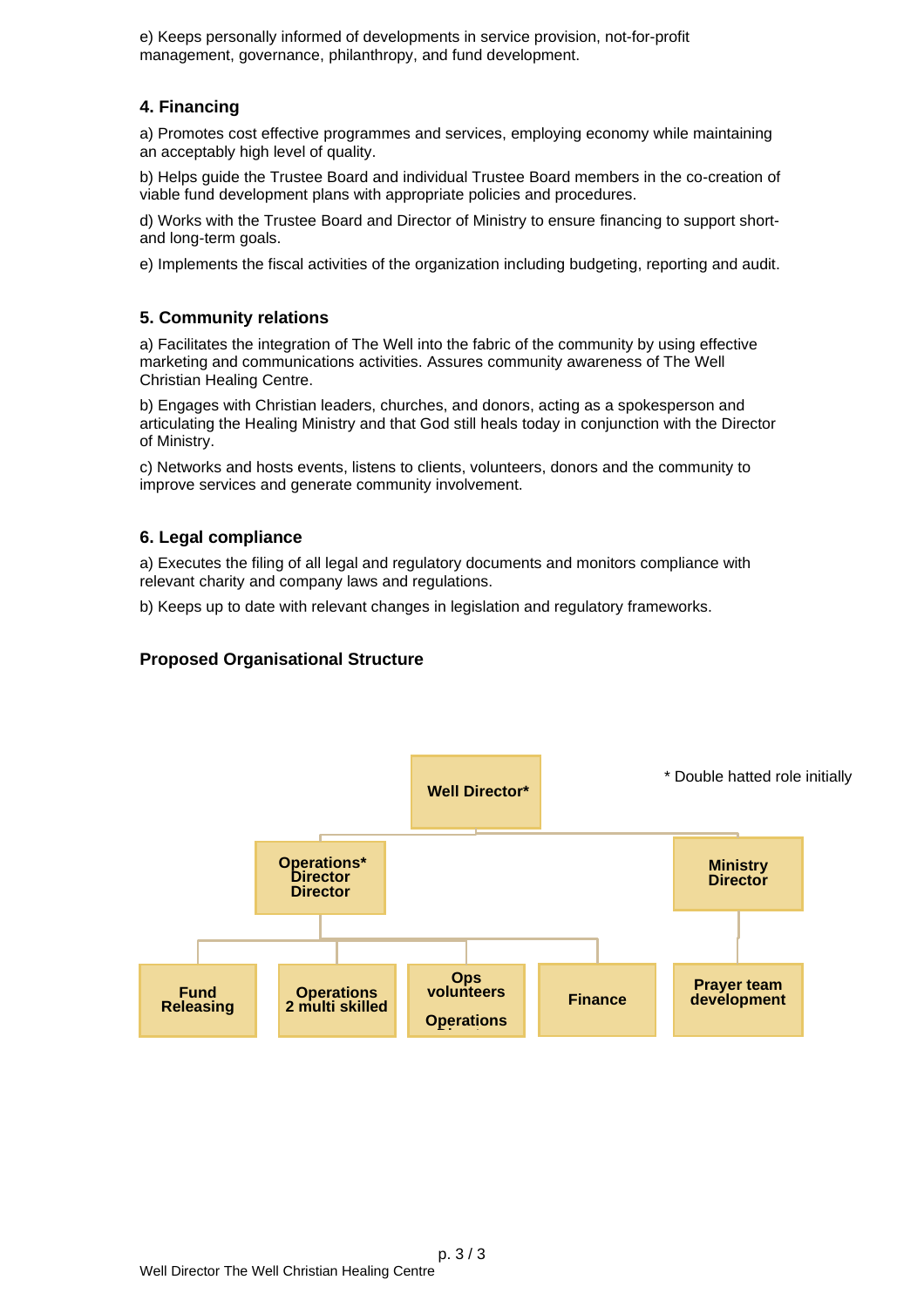e) Keeps personally informed of developments in service provision, not-for-profit management, governance, philanthropy, and fund development.

### 4. Financing

a) Promotes cost effective programmes and services, employing economy while maintaining an acceptably high level of quality.

b) Helps guide the Trustee Board and individual Trustee Board members in the co-creation of viable fund development plans with appropriate policies and procedures.

d) Works with the Trustee Board and Director of Ministry to ensure financing to support short- and long-term goals.

e) Implements the fiscal activities of the organization including budgeting, reporting and audit.

### 5. Community relations

a) Facilitates the integration of The Well into the fabric of the community by using effective marketing and communications activities. Assures community awareness of The Well Christian Healing Centre.

b) Engages with Christian leaders, churches, and donors, acting as a spokesperson and articulating the Healing Ministry and that God still heals today in conjunction with the Director of Ministry.

c) Networks and hosts events, listens to clients, volunteers, donors and the community to improve services and generate community involvement.

### 6. Legal compliance

a) Executes the filing of all legal and regulatory documents and monitors compliance with relevant charity and company laws and regulations.

b) Keeps up to date with relevant changes in legislation and regulatory frameworks.

### Proposed Organisational Structure

Well Director*

* Double hatted role initially

Operations* Director Director

Ministry Director

Fund Releasing

Operations 2 multi skilled

Ops volunteers Operations

Finance

Prayer team development